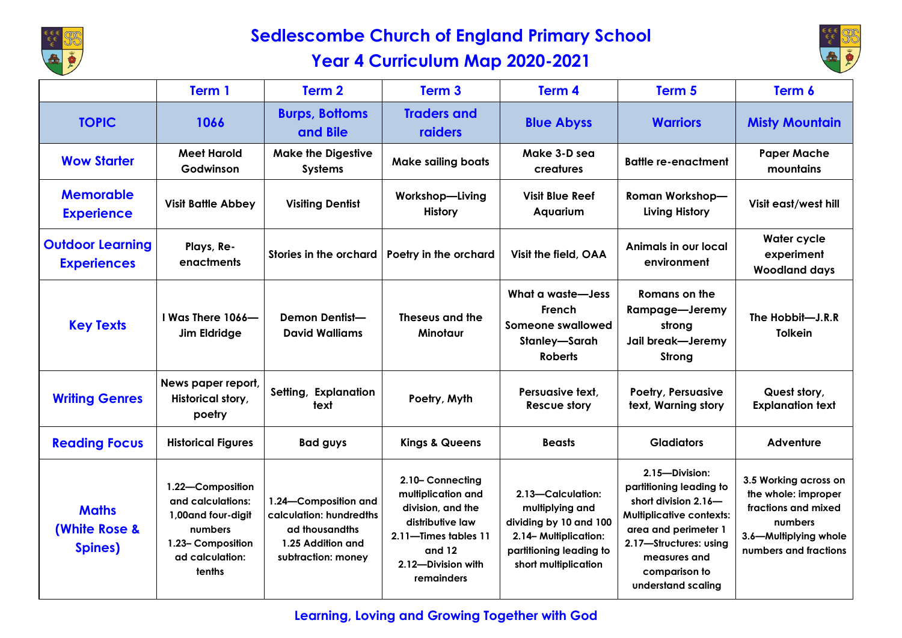# Sedlescombe Church of England Primary School

## Year 4 Curriculum Map 2020-2021

| | Term 1 | Term 2 | Term 3 | Term 4 | Term 5 | Term 6 |
|---|---|---|---|---|---|---|
| **TOPIC** | 1066 | Burps, Bottoms and Bile | Traders and raiders | Blue Abyss | Warriors | Misty Mountain |
| **Wow Starter** | Meet Harold Godwinson | Make the Digestive Systems | Make sailing boats | Make 3-D sea creatures | Battle re-enactment | Paper Mache mountains |
| **Memorable Experience** | Visit Battle Abbey | Visiting Dentist | Workshop—Living History | Visit Blue Reef Aquarium | Roman Workshop—Living History | Visit east/west hill |
| **Outdoor Learning Experiences** | Plays, Re-enactments | Stories in the orchard | Poetry in the orchard | Visit the field, OAA | Animals in our local environment | Water cycle experiment Woodland days |
| **Key Texts** | I Was There 1066—Jim Eldridge | Demon Dentist—David Walliams | Theseus and the Minotaur | What a waste—Jess French Someone swallowed Stanley—Sarah Roberts | Romans on the Rampage—Jeremy strong Jail break—Jeremy Strong | The Hobbit—J.R.R Tolkein |
| **Writing Genres** | News paper report, Historical story, poetry | Setting, Explanation text | Poetry, Myth | Persuasive text, Rescue story | Poetry, Persuasive text, Warning story | Quest story, Explanation text |
| **Reading Focus** | Historical Figures | Bad guys | Kings & Queens | Beasts | Gladiators | Adventure |
| **Maths (White Rose & Spines)** | 1.22—Composition and calculations: 1,00and four-digit numbers 1.23– Composition ad calculation: tenths | 1.24—Composition and calculation: hundredths ad thousandths 1.25 Addition and subtraction: money | 2.10– Connecting multiplication and division, and the distributive law 2.11—Times tables 11 and 12 2.12—Division with remainders | 2.13—Calculation: multiplying and dividing by 10 and 100 2.14– Multiplication: partitioning leading to short multiplication | 2.15—Division: partitioning leading to short division 2.16—Multiplicative contexts: area and perimeter 1 2.17—Structures: using measures and comparison to understand scaling | 3.5 Working across on the whole: improper fractions and mixed numbers 3.6—Multiplying whole numbers and fractions |

Learning, Loving and Growing Together with God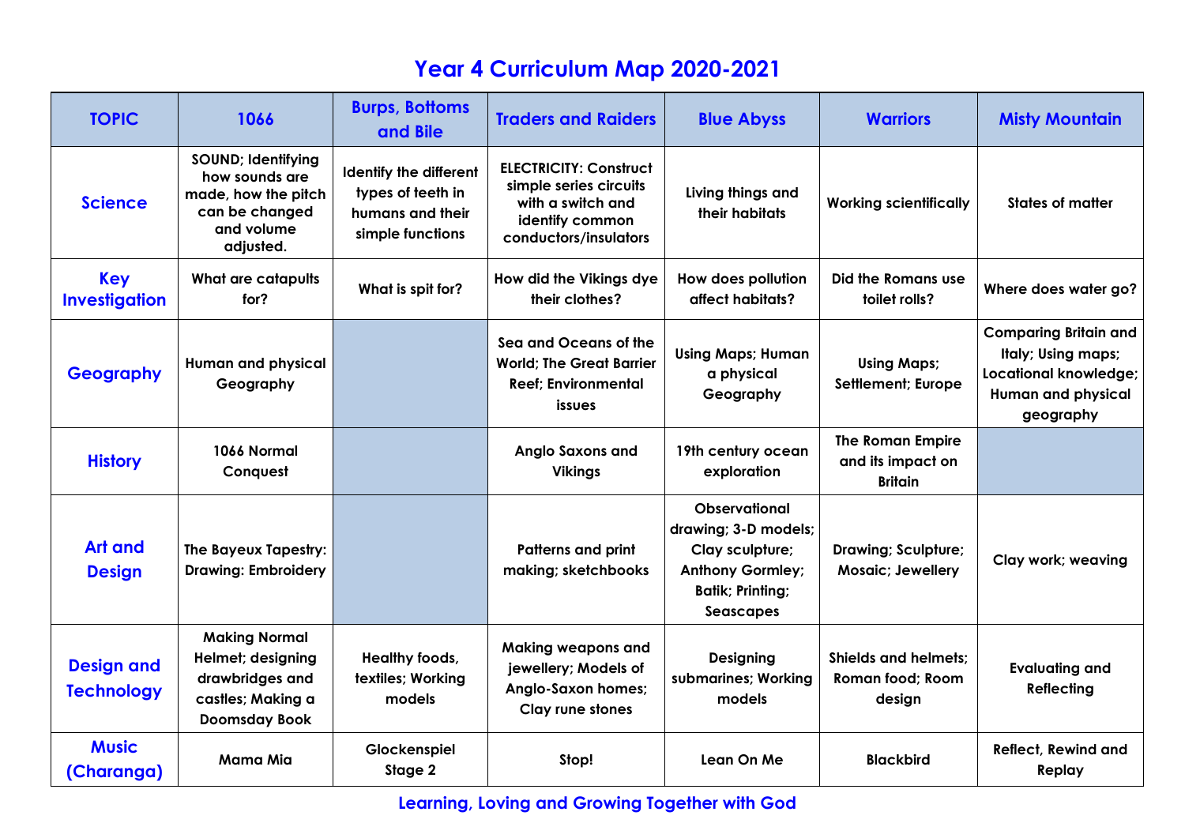# Year 4 Curriculum Map 2020-2021

| TOPIC | 1066 | Burps, Bottoms and Bile | Traders and Raiders | Blue Abyss | Warriors | Misty Mountain |
|---|---|---|---|---|---|---|
| **Science** | SOUND; Identifying how sounds are made, how the pitch can be changed and volume adjusted. | Identify the different types of teeth in humans and their simple functions | ELECTRICITY: Construct simple series circuits with a switch and identify common conductors/insulators | Living things and their habitats | Working scientifically | States of matter |
| **Key Investigation** | What are catapults for? | What is spit for? | How did the Vikings dye their clothes? | How does pollution affect habitats? | Did the Romans use toilet rolls? | Where does water go? |
| **Geography** | Human and physical Geography | | Sea and Oceans of the World; The Great Barrier Reef; Environmental issues | Using Maps; Human a physical Geography | Using Maps; Settlement; Europe | Comparing Britain and Italy; Using maps; Locational knowledge; Human and physical geography |
| **History** | 1066 Normal Conquest | | Anglo Saxons and Vikings | 19th century ocean exploration | The Roman Empire and its impact on Britain | |
| **Art and Design** | The Bayeux Tapestry: Drawing: Embroidery | | Patterns and print making; sketchbooks | Observational drawing; 3-D models; Clay sculpture; Anthony Gormley; Batik; Printing; Seascapes | Drawing; Sculpture; Mosaic; Jewellery | Clay work; weaving |
| **Design and Technology** | Making Normal Helmet; designing drawbridges and castles; Making a Doomsday Book | Healthy foods, textiles; Working models | Making weapons and jewellery; Models of Anglo-Saxon homes; Clay rune stones | Designing submarines; Working models | Shields and helmets; Roman food; Room design | Evaluating and Reflecting |
| **Music (Charanga)** | Mama Mia | Glockenspiel Stage 2 | Stop! | Lean On Me | Blackbird | Reflect, Rewind and Replay |

**Learning, Loving and Growing Together with God**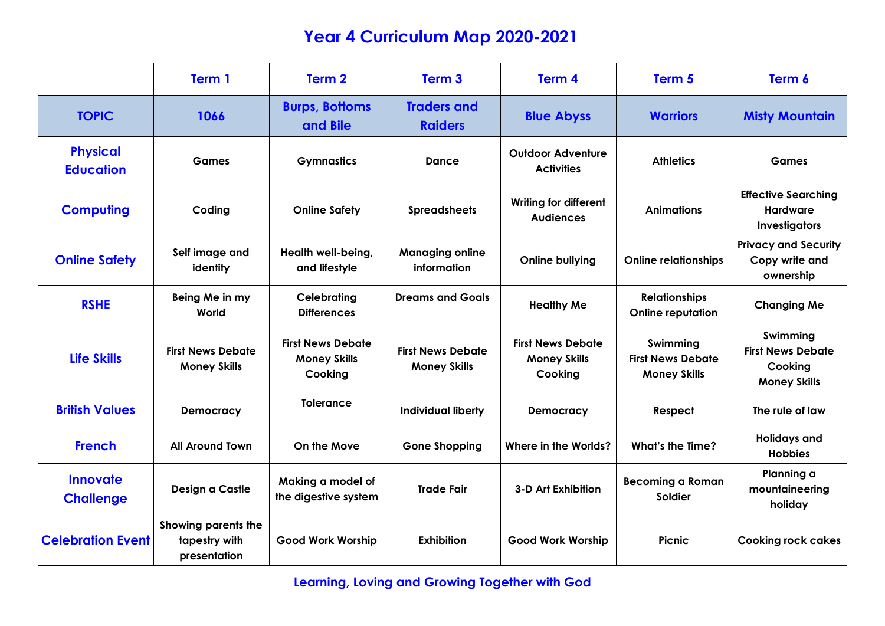# Year 4 Curriculum Map 2020-2021

| | Term 1 | Term 2 | Term 3 | Term 4 | Term 5 | Term 6 |
|---|---|---|---|---|---|---|
| **TOPIC** | **1066** | **Burps, Bottoms and Bile** | **Traders and Raiders** | **Blue Abyss** | **Warriors** | **Misty Mountain** |
| **Physical Education** | Games | Gymnastics | Dance | Outdoor Adventure Activities | Athletics | Games |
| **Computing** | Coding | Online Safety | Spreadsheets | Writing for different Audiences | Animations | Effective Searching<br>Hardware Investigators |
| **Online Safety** | Self image and identity | Health well-being, and lifestyle | Managing online information | Online bullying | Online relationships | Privacy and Security<br>Copy write and ownership |
| **RSHE** | Being Me in my World | Celebrating Differences | Dreams and Goals | Healthy Me | Relationships<br>Online reputation | Changing Me |
| **Life Skills** | First News Debate<br>Money Skills | First News Debate<br>Money Skills<br>Cooking | First News Debate<br>Money Skills | First News Debate<br>Money Skills<br>Cooking | Swimming<br>First News Debate<br>Money Skills | Swimming<br>First News Debate<br>Cooking<br>Money Skills |
| **British Values** | Democracy | Tolerance | Individual liberty | Democracy | Respect | The rule of law |
| **French** | All Around Town | On the Move | Gone Shopping | Where in the Worlds? | What's the Time? | Holidays and Hobbies |
| **Innovate Challenge** | Design a Castle | Making a model of the digestive system | Trade Fair | 3-D Art Exhibition | Becoming a Roman Soldier | Planning a mountaineering holiday |
| **Celebration Event** | Showing parents the tapestry with presentation | Good Work Worship | Exhibition | Good Work Worship | Picnic | Cooking rock cakes |

**Learning, Loving and Growing Together with God**